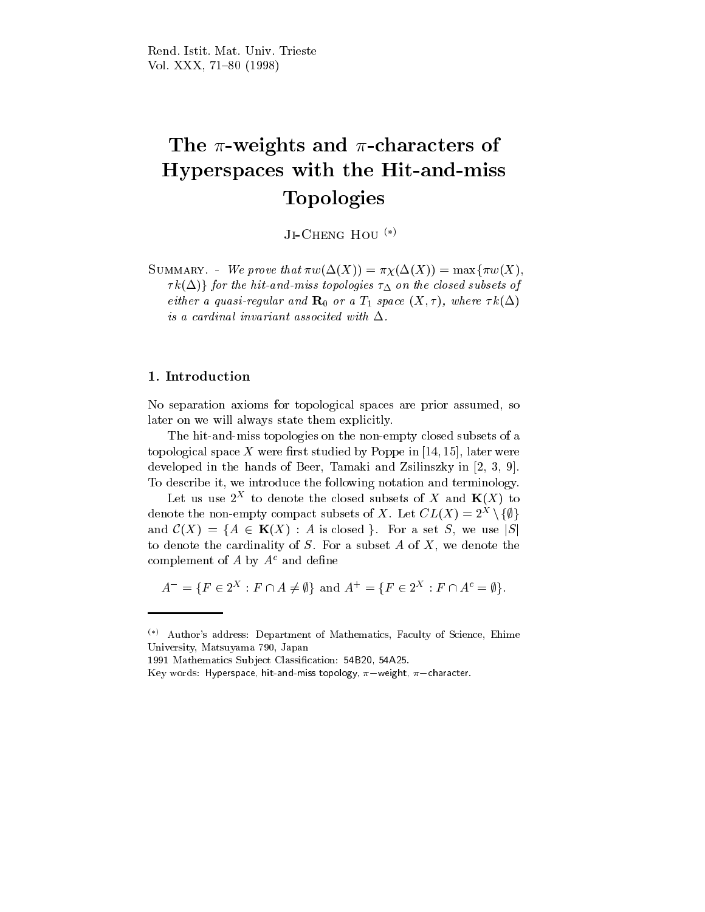# The $\pi$-weights and $\pi$-characters of Hyperspaces with the Hit-and-miss Topologies

Ji-Cheng Hou [(*)]

Summary. - *We prove that $\pi w(\Delta(X)) = \pi\chi(\Delta(X)) = \max\{\pi w(X), \tau k(\Delta)\}$ for the hit-and-miss topologies $\tau_\Delta$ on the closed subsets of either a quasi-regular and $\mathbf{R}_0$ or a $T_1$ space $(X,\tau)$, where $\tau k(\Delta)$ is a cardinal invariant associted with $\Delta$.*

## 1. Introduction

No separation axioms for topological spaces are prior assumed, so later on we will always state them explicitly.

The hit-and-miss topologies on the non-empty closed subsets of a topological space $X$ were first studied by Poppe in [14, 15], later were developed in the hands of Beer, Tamaki and Zsilinszky in [2, 3, 9]. To describe it, we introduce the following notation and terminology.

Let us use $2^X$ to denote the closed subsets of $X$ and $\mathbf{K}(X)$ to denote the non-empty compact subsets of $X$. Let $CL(X) = 2^X \setminus \{\emptyset\}$ and $\mathcal{C}(X) = \{A \in \mathbf{K}(X) : A \text{ is closed }\}$. For a set $S$, we use $|S|$ to denote the cardinality of $S$. For a subset $A$ of $X$, we denote the complement of $A$ by $A^c$ and define

$$A^- = \{F \in 2^X : F \cap A \neq \emptyset\} \text{ and } A^+ = \{F \in 2^X : F \cap A^c = \emptyset\}.$$

---

(*) Author's address: Department of Mathematics, Faculty of Science, Ehime University, Matsuyama 790, Japan

1991 Mathematics Subject Classification: 54B20, 54A25.

Key words: Hyperspace, hit-and-miss topology, $\pi-$weight, $\pi-$character.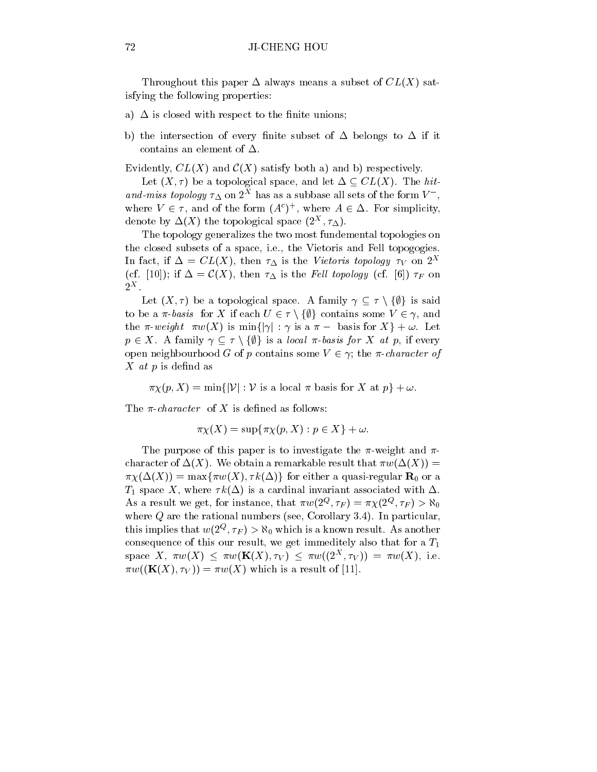Throughout this paper $\Delta$ always means a subset of $CL(X)$ satisfying the following properties:

a) $\Delta$ is closed with respect to the finite unions;

b) the intersection of every finite subset of $\Delta$ belongs to $\Delta$ if it contains an element of $\Delta$.

Evidently, $CL(X)$ and $\mathcal{C}(X)$ satisfy both a) and b) respectively.

Let $(X, \tau)$ be a topological space, and let $\Delta \subseteq CL(X)$. The *hit-and-miss topology* $\tau_\Delta$ on $2^X$ has as a subbase all sets of the form $V^-$, where $V \in \tau$, and of the form $(A^c)^+$, where $A \in \Delta$. For simplicity, denote by $\Delta(X)$ the topological space $(2^X, \tau_\Delta)$.

The topology generalizes the two most fundemental topologies on the closed subsets of a space, i.e., the Vietoris and Fell topogogies. In fact, if $\Delta = CL(X)$, then $\tau_\Delta$ is the *Vietoris topology* $\tau_V$ on $2^X$ (cf. [10]); if $\Delta = \mathcal{C}(X)$, then $\tau_\Delta$ is the *Fell topology* (cf. [6]) $\tau_F$ on $2^X$.

Let $(X, \tau)$ be a topological space. A family $\gamma \subseteq \tau \setminus \{\emptyset\}$ is said to be a *$\pi$-basis* for $X$ if each $U \in \tau \setminus \{\emptyset\}$ contains some $V \in \gamma$, and the *$\pi$-weight* $\pi w(X)$ is $\min\{|\gamma| : \gamma \text{ is a } \pi - \text{ basis for } X\} + \omega$. Let $p \in X$. A family $\gamma \subseteq \tau \setminus \{\emptyset\}$ is a *local $\pi$-basis for $X$ at $p$*, if every open neighbourhood $G$ of $p$ contains some $V \in \gamma$; the *$\pi$-character of $X$ at $p$* is defind as

$$\pi\chi(p, X) = \min\{|\mathcal{V}| : \mathcal{V} \text{ is a local } \pi \text{ basis for } X \text{ at } p\} + \omega.$$

The *$\pi$-character* of $X$ is defined as follows:

$$\pi\chi(X) = \sup\{\pi\chi(p, X) : p \in X\} + \omega.$$

The purpose of this paper is to investigate the $\pi$-weight and $\pi$-character of $\Delta(X)$. We obtain a remarkable result that $\pi w(\Delta(X)) = \pi\chi(\Delta(X)) = \max\{\pi w(X), \tau k(\Delta)\}$ for either a quasi-regular $\mathbf{R}_0$ or a $T_1$ space $X$, where $\tau k(\Delta)$ is a cardinal invariant associated with $\Delta$. As a result we get, for instance, that $\pi w(2^Q, \tau_F) = \pi\chi(2^Q, \tau_F) > \aleph_0$ where $Q$ are the rational numbers (see, Corollary 3.4). In particular, this implies that $w(2^Q, \tau_F) > \aleph_0$ which is a known result. As another consequence of this our result, we get immeditely also that for a $T_1$ space $X$, $\pi w(X) \leq \pi w(\mathbf{K}(X), \tau_V) \leq \pi w((2^X, \tau_V)) = \pi w(X)$, i.e. $\pi w((\mathbf{K}(X), \tau_V)) = \pi w(X)$ which is a result of [11].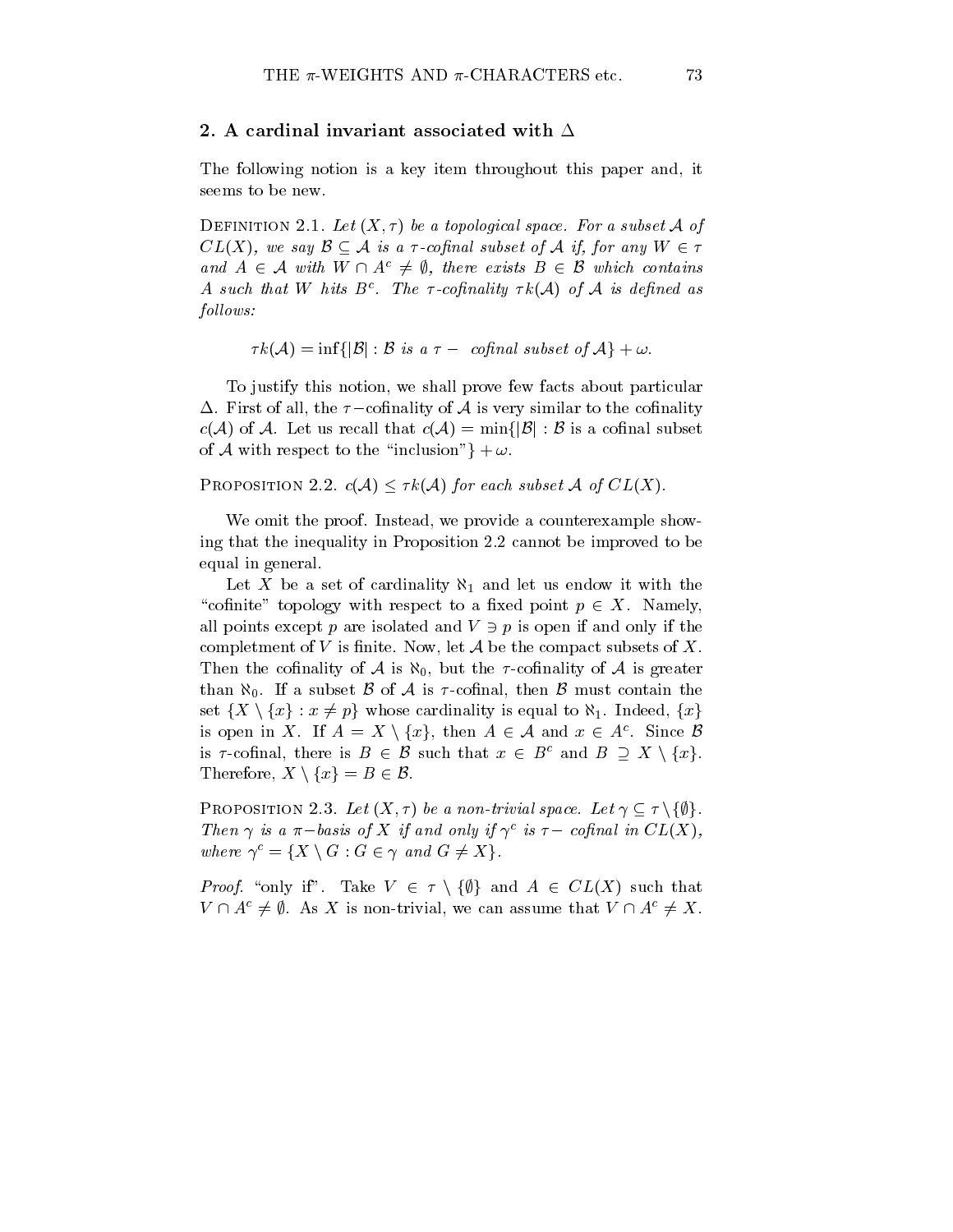## 2. A cardinal invariant associated with $\Delta$

The following notion is a key item throughout this paper and, it seems to be new.

Definition 2.1. *Let $(X, \tau)$ be a topological space. For a subset $\mathcal{A}$ of $CL(X)$, we say $\mathcal{B} \subseteq \mathcal{A}$ is a $\tau$-cofinal subset of $\mathcal{A}$ if, for any $W \in \tau$ and $A \in \mathcal{A}$ with $W \cap A^c \neq \emptyset$, there exists $B \in \mathcal{B}$ which contains $A$ such that $W$ hits $B^c$. The $\tau$-cofinality $\tau k(\mathcal{A})$ of $\mathcal{A}$ is defined as follows:*

$$\tau k(\mathcal{A}) = \inf\{|\mathcal{B}| : \mathcal{B} \text{ is a } \tau - \text{ cofinal subset of } \mathcal{A}\} + \omega.$$

To justify this notion, we shall prove few facts about particular $\Delta$. First of all, the $\tau-$cofinality of $\mathcal{A}$ is very similar to the cofinality $c(\mathcal{A})$ of $\mathcal{A}$. Let us recall that $c(\mathcal{A}) = \min\{|\mathcal{B}| : \mathcal{B}$ is a cofinal subset of $\mathcal{A}$ with respect to the "inclusion"$\} + \omega$.

Proposition 2.2. *$c(\mathcal{A}) \leq \tau k(\mathcal{A})$ for each subset $\mathcal{A}$ of $CL(X)$.*

We omit the proof. Instead, we provide a counterexample showing that the inequality in Proposition 2.2 cannot be improved to be equal in general.

Let $X$ be a set of cardinality $\aleph_1$ and let us endow it with the "cofinite" topology with respect to a fixed point $p \in X$. Namely, all points except $p$ are isolated and $V \ni p$ is open if and only if the completment of $V$ is finite. Now, let $\mathcal{A}$ be the compact subsets of $X$. Then the cofinality of $\mathcal{A}$ is $\aleph_0$, but the $\tau$-cofinality of $\mathcal{A}$ is greater than $\aleph_0$. If a subset $\mathcal{B}$ of $\mathcal{A}$ is $\tau$-cofinal, then $\mathcal{B}$ must contain the set $\{X \setminus \{x\} : x \neq p\}$ whose cardinality is equal to $\aleph_1$. Indeed, $\{x\}$ is open in $X$. If $A = X \setminus \{x\}$, then $A \in \mathcal{A}$ and $x \in A^c$. Since $\mathcal{B}$ is $\tau$-cofinal, there is $B \in \mathcal{B}$ such that $x \in B^c$ and $B \supseteq X \setminus \{x\}$. Therefore, $X \setminus \{x\} = B \in \mathcal{B}$.

Proposition 2.3. *Let $(X, \tau)$ be a non-trivial space. Let $\gamma \subseteq \tau \setminus \{\emptyset\}$. Then $\gamma$ is a $\pi-$basis of $X$ if and only if $\gamma^c$ is $\tau-$ cofinal in $CL(X)$, where $\gamma^c = \{X \setminus G : G \in \gamma$ and $G \neq X\}$.*

*Proof.* "only if". Take $V \in \tau \setminus \{\emptyset\}$ and $A \in CL(X)$ such that $V \cap A^c \neq \emptyset$. As $X$ is non-trivial, we can assume that $V \cap A^c \neq X$.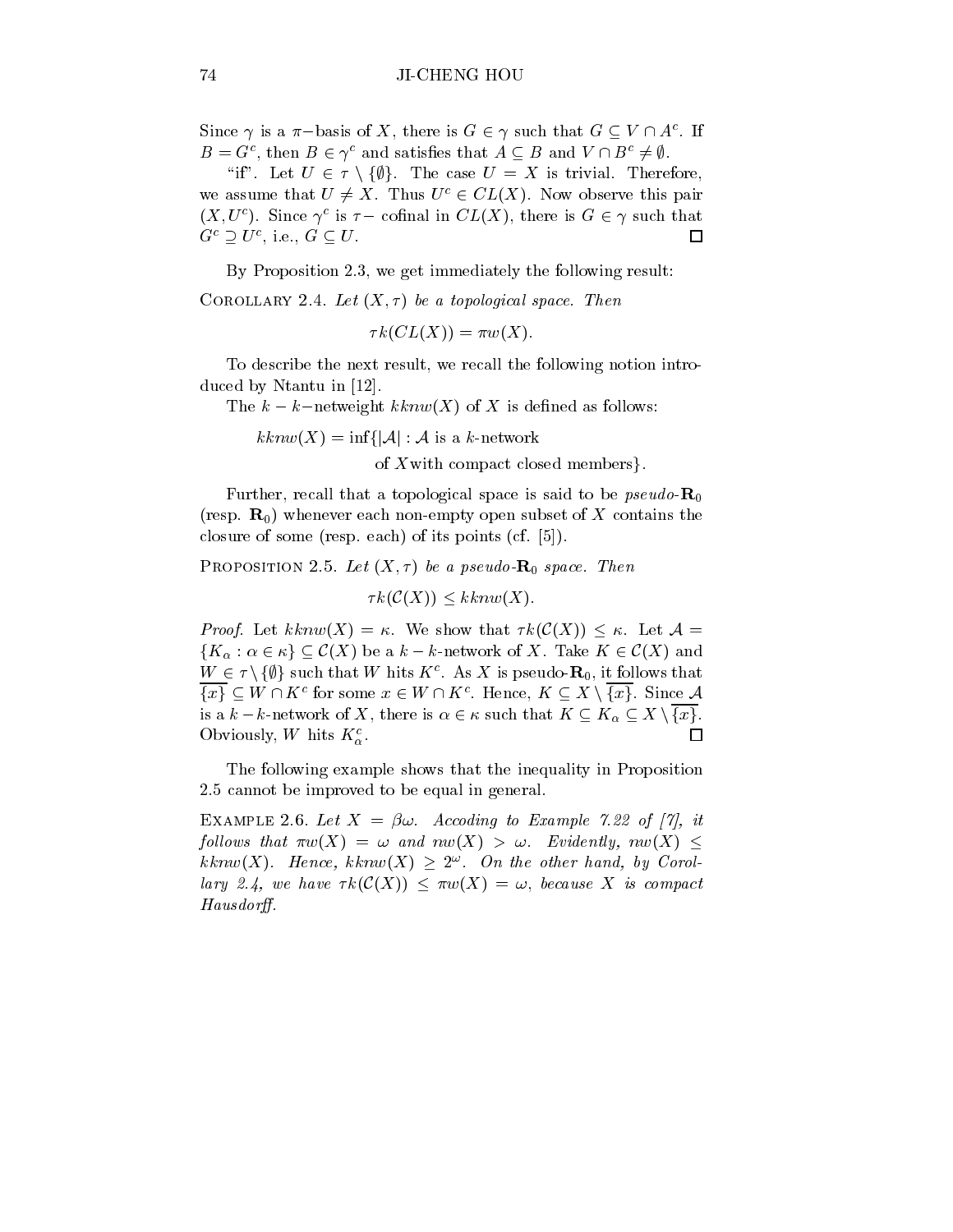Since $\gamma$ is a $\pi-$basis of $X$, there is $G \in \gamma$ such that $G \subseteq V \cap A^c$. If $B = G^c$, then $B \in \gamma^c$ and satisfies that $A \subseteq B$ and $V \cap B^c \neq \emptyset$.

"if". Let $U \in \tau \setminus \{\emptyset\}$. The case $U = X$ is trivial. Therefore, we assume that $U \neq X$. Thus $U^c \in CL(X)$. Now observe this pair $(X, U^c)$. Since $\gamma^c$ is $\tau-$ cofinal in $CL(X)$, there is $G \in \gamma$ such that $G^c \supseteq U^c$, i.e., $G \subseteq U$. □

By Proposition 2.3, we get immediately the following result:

COROLLARY 2.4. *Let $(X, \tau)$ be a topological space. Then*

$$\tau k(CL(X)) = \pi w(X).$$

To describe the next result, we recall the following notion introduced by Ntantu in [12].

The $k-k-$netweight $kknw(X)$ of $X$ is defined as follows:

$$kknw(X) = \inf\{|\mathcal{A}| : \mathcal{A} \text{ is a } k\text{-network of } X \text{ with compact closed members}\}.$$

Further, recall that a topological space is said to be *pseudo-*$\mathbf{R}_0$ (resp. $\mathbf{R}_0$) whenever each non-empty open subset of $X$ contains the closure of some (resp. each) of its points (cf. [5]).

PROPOSITION 2.5. *Let $(X, \tau)$ be a pseudo-$\mathbf{R}_0$ space. Then*

$$\tau k(\mathcal{C}(X)) \leq kknw(X).$$

*Proof.* Let $kknw(X) = \kappa$. We show that $\tau k(\mathcal{C}(X)) \leq \kappa$. Let $\mathcal{A} = \{K_\alpha : \alpha \in \kappa\} \subseteq \mathcal{C}(X)$ be a $k-k$-network of $X$. Take $K \in \mathcal{C}(X)$ and $W \in \tau \setminus \{\emptyset\}$ such that $W$ hits $K^c$. As $X$ is pseudo-$\mathbf{R}_0$, it follows that $\overline{\{x\}} \subseteq W \cap K^c$ for some $x \in W \cap K^c$. Hence, $K \subseteq X \setminus \overline{\{x\}}$. Since $\mathcal{A}$ is a $k-k$-network of $X$, there is $\alpha \in \kappa$ such that $K \subseteq K_\alpha \subseteq X \setminus \overline{\{x\}}$. Obviously, $W$ hits $K_\alpha^c$. □

The following example shows that the inequality in Proposition 2.5 cannot be improved to be equal in general.

EXAMPLE 2.6. *Let $X = \beta\omega$. Accoding to Example 7.22 of [7], it follows that $\pi w(X) = \omega$ and $nw(X) > \omega$. Evidently, $nw(X) \leq kknw(X)$. Hence, $kknw(X) \geq 2^\omega$. On the other hand, by Corollary 2.4, we have $\tau k(\mathcal{C}(X)) \leq \pi w(X) = \omega$, because $X$ is compact Hausdorff.*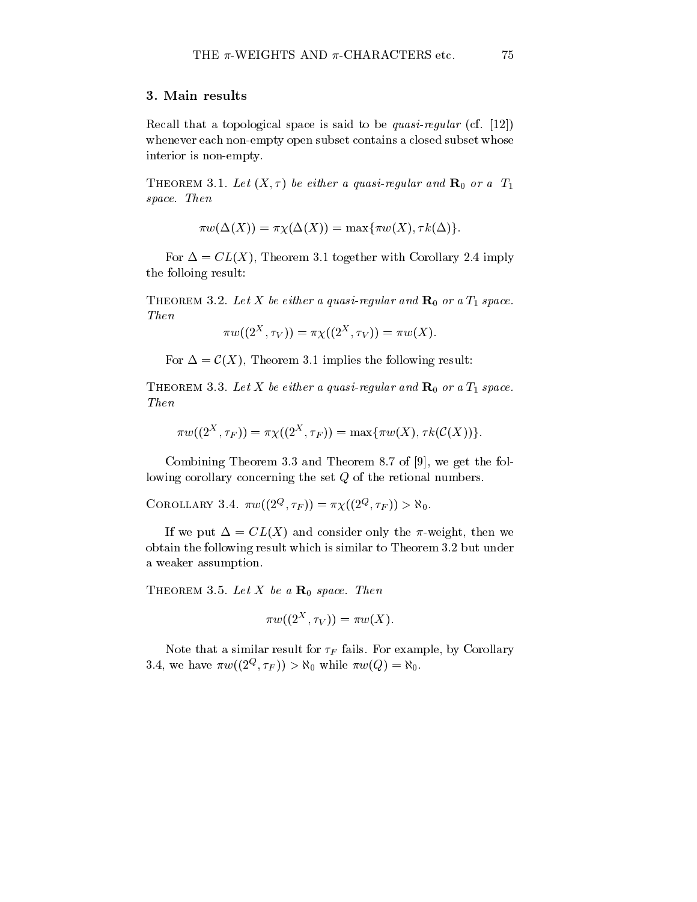## 3. Main results

Recall that a topological space is said to be *quasi-regular* (cf. [12]) whenever each non-empty open subset contains a closed subset whose interior is non-empty.

THEOREM 3.1. *Let $(X, \tau)$ be either a quasi-regular and $\mathbf{R}_0$ or a $T_1$ space. Then*

$$\pi w(\Delta(X)) = \pi\chi(\Delta(X)) = \max\{\pi w(X), \tau k(\Delta)\}.$$

For $\Delta = CL(X)$, Theorem 3.1 together with Corollary 2.4 imply the folloing result:

THEOREM 3.2. *Let $X$ be either a quasi-regular and $\mathbf{R}_0$ or a $T_1$ space. Then*

$$\pi w((2^X, \tau_V)) = \pi\chi((2^X, \tau_V)) = \pi w(X).$$

For $\Delta = \mathcal{C}(X)$, Theorem 3.1 implies the following result:

THEOREM 3.3. *Let $X$ be either a quasi-regular and $\mathbf{R}_0$ or a $T_1$ space. Then*

$$\pi w((2^X, \tau_F)) = \pi\chi((2^X, \tau_F)) = \max\{\pi w(X), \tau k(\mathcal{C}(X))\}.$$

Combining Theorem 3.3 and Theorem 8.7 of [9], we get the following corollary concerning the set $Q$ of the retional numbers.

COROLLARY 3.4. $\pi w((2^Q, \tau_F)) = \pi\chi((2^Q, \tau_F)) > \aleph_0$.

If we put $\Delta = CL(X)$ and consider only the $\pi$-weight, then we obtain the following result which is similar to Theorem 3.2 but under a weaker assumption.

THEOREM 3.5. *Let $X$ be a $\mathbf{R}_0$ space. Then*

$$\pi w((2^X, \tau_V)) = \pi w(X).$$

Note that a similar result for $\tau_F$ fails. For example, by Corollary 3.4, we have $\pi w((2^Q, \tau_F)) > \aleph_0$ while $\pi w(Q) = \aleph_0$.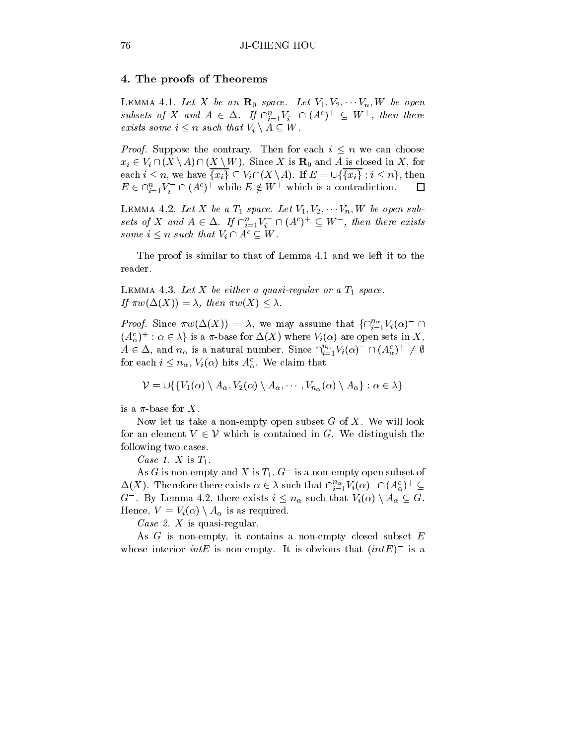## 4. The proofs of Theorems

LEMMA 4.1. *Let $X$ be an $\mathbf{R}_0$ space. Let $V_1, V_2, \cdots V_n, W$ be open subsets of $X$ and $A \in \Delta$. If $\cap_{i=1}^n V_i^- \cap (A^c)^+ \subseteq W^+$, then there exists some $i \leq n$ such that $V_i \setminus A \subseteq W$.*

*Proof.* Suppose the contrary. Then for each $i \leq n$ we can choose $x_i \in V_i \cap (X \setminus A) \cap (X \setminus W)$. Since $X$ is $\mathbf{R}_0$ and $A$ is closed in $X$, for each $i \leq n$, we have $\overline{\{x_i\}} \subseteq V_i \cap (X \setminus A)$. If $E = \cup \{\overline{\{x_i\}} : i \leq n\}$, then $E \in \cap_{i=1}^n V_i^- \cap (A^c)^+$ while $E \notin W^+$ which is a contradiction. □

LEMMA 4.2. *Let $X$ be a $T_1$ space. Let $V_1, V_2, \cdots V_n, W$ be open subsets of $X$ and $A \in \Delta$. If $\cap_{i=1}^n V_i^- \cap (A^c)^+ \subseteq W^-$, then there exists some $i \leq n$ such that $V_i \cap A^c \subseteq W$.*

The proof is similar to that of Lemma 4.1 and we left it to the reader.

LEMMA 4.3. *Let $X$ be either a quasi-regular or a $T_1$ space. If $\pi w(\Delta(X)) = \lambda$, then $\pi w(X) \leq \lambda$.*

*Proof.* Since $\pi w(\Delta(X)) = \lambda$, we may assume that $\{\cap_{i=1}^{n_\alpha} V_i(\alpha)^- \cap (A_\alpha^c)^+ : \alpha \in \lambda\}$ is a $\pi$-base for $\Delta(X)$ where $V_i(\alpha)$ are open sets in $X$, $A \in \Delta$, and $n_\alpha$ is a natural number. Since $\cap_{i=1}^{n_\alpha} V_i(\alpha)^- \cap (A_\alpha^c)^+ \neq \emptyset$ for each $i \leq n_\alpha$, $V_i(\alpha)$ hits $A_\alpha^c$. We claim that

$$\mathcal{V} = \cup \{\{V_1(\alpha) \setminus A_\alpha, V_2(\alpha) \setminus A_\alpha, \cdots, V_{n_\alpha}(\alpha) \setminus A_\alpha\} : \alpha \in \lambda\}$$

is a $\pi$-base for $X$.

Now let us take a non-empty open subset $G$ of $X$. We will look for an element $V \in \mathcal{V}$ which is contained in $G$. We distinguish the following two cases.

*Case 1.* $X$ is $T_1$.

As $G$ is non-empty and $X$ is $T_1$, $G^-$ is a non-empty open subset of $\Delta(X)$. Therefore there exists $\alpha \in \lambda$ such that $\cap_{i=1}^{n_\alpha} V_i(\alpha)^- \cap (A_\alpha^c)^+ \subseteq G^-$. By Lemma 4.2, there exists $i \leq n_\alpha$ such that $V_i(\alpha) \setminus A_\alpha \subseteq G$. Hence, $V = V_i(\alpha) \setminus A_\alpha$ is as required.

*Case 2.* $X$ is quasi-regular.

As $G$ is non-empty, it contains a non-empty closed subset $E$ whose interior $intE$ is non-empty. It is obvious that $(intE)^-$ is a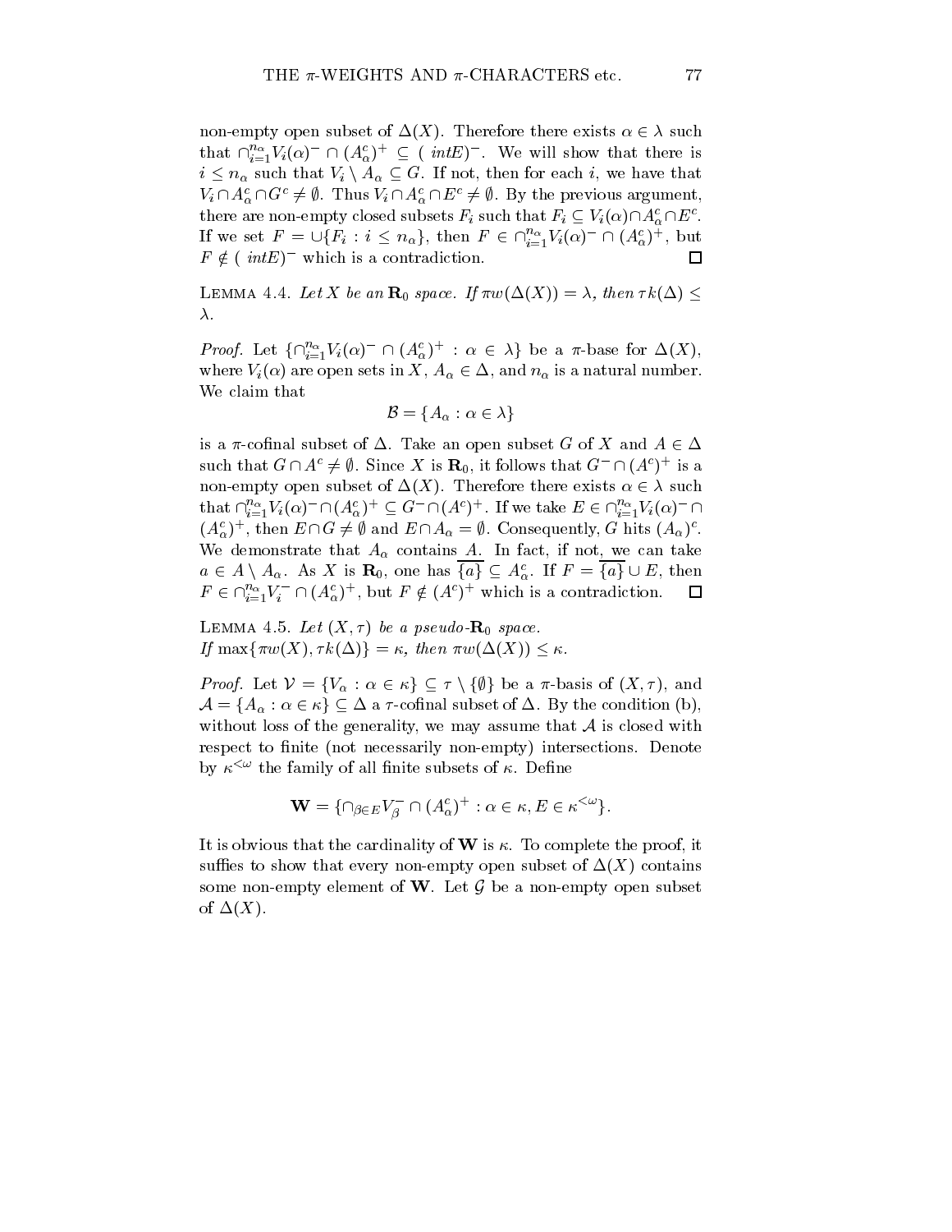non-empty open subset of $\Delta(X)$. Therefore there exists $\alpha \in \lambda$ such that $\cap_{i=1}^{n_\alpha} V_i(\alpha)^- \cap (A_\alpha^c)^+ \subseteq (\ intE)^-$. We will show that there is $i \leq n_\alpha$ such that $V_i \setminus A_\alpha \subseteq G$. If not, then for each $i$, we have that $V_i \cap A_\alpha^c \cap G^c \neq \emptyset$. Thus $V_i \cap A_\alpha^c \cap E^c \neq \emptyset$. By the previous argument, there are non-empty closed subsets $F_i$ such that $F_i \subseteq V_i(\alpha) \cap A_\alpha^c \cap E^c$. If we set $F = \cup\{F_i : i \leq n_\alpha\}$, then $F \in \cap_{i=1}^{n_\alpha} V_i(\alpha)^- \cap (A_\alpha^c)^+$, but $F \notin (\ intE)^-$ which is a contradiction. $\square$

LEMMA 4.4. *Let $X$ be an $\mathbf{R}_0$ space. If $\pi w(\Delta(X)) = \lambda$, then $\tau k(\Delta) \leq \lambda$.*

*Proof.* Let $\{\cap_{i=1}^{n_\alpha} V_i(\alpha)^- \cap (A_\alpha^c)^+ : \alpha \in \lambda\}$ be a $\pi$-base for $\Delta(X)$, where $V_i(\alpha)$ are open sets in $X$, $A_\alpha \in \Delta$, and $n_\alpha$ is a natural number. We claim that

$$\mathcal{B} = \{A_\alpha : \alpha \in \lambda\}$$

is a $\pi$-cofinal subset of $\Delta$. Take an open subset $G$ of $X$ and $A \in \Delta$ such that $G \cap A^c \neq \emptyset$. Since $X$ is $\mathbf{R}_0$, it follows that $G^- \cap (A^c)^+$ is a non-empty open subset of $\Delta(X)$. Therefore there exists $\alpha \in \lambda$ such that $\cap_{i=1}^{n_\alpha} V_i(\alpha)^- \cap (A_\alpha^c)^+ \subseteq G^- \cap (A^c)^+$. If we take $E \in \cap_{i=1}^{n_\alpha} V_i(\alpha)^- \cap (A_\alpha^c)^+$, then $E \cap G \neq \emptyset$ and $E \cap A_\alpha = \emptyset$. Consequently, $G$ hits $(A_\alpha)^c$. We demonstrate that $A_\alpha$ contains $A$. In fact, if not, we can take $a \in A \setminus A_\alpha$. As $X$ is $\mathbf{R}_0$, one has $\overline{\{a\}} \subseteq A_\alpha^c$. If $F = \overline{\{a\}} \cup E$, then $F \in \cap_{i=1}^{n_\alpha} V_i^- \cap (A_\alpha^c)^+$, but $F \notin (A^c)^+$ which is a contradiction. $\square$

LEMMA 4.5. *Let $(X, \tau)$ be a pseudo-$\mathbf{R}_0$ space.*
*If $\max\{\pi w(X), \tau k(\Delta)\} = \kappa$, then $\pi w(\Delta(X)) \leq \kappa$.*

*Proof.* Let $\mathcal{V} = \{V_\alpha : \alpha \in \kappa\} \subseteq \tau \setminus \{\emptyset\}$ be a $\pi$-basis of $(X, \tau)$, and $\mathcal{A} = \{A_\alpha : \alpha \in \kappa\} \subseteq \Delta$ a $\tau$-cofinal subset of $\Delta$. By the condition (b), without loss of the generality, we may assume that $\mathcal{A}$ is closed with respect to finite (not necessarily non-empty) intersections. Denote by $\kappa^{<\omega}$ the family of all finite subsets of $\kappa$. Define

$$\mathbf{W} = \{\cap_{\beta \in E} V_\beta^- \cap (A_\alpha^c)^+ : \alpha \in \kappa, E \in \kappa^{<\omega}\}.$$

It is obvious that the cardinality of $\mathbf{W}$ is $\kappa$. To complete the proof, it suffies to show that every non-empty open subset of $\Delta(X)$ contains some non-empty element of $\mathbf{W}$. Let $\mathcal{G}$ be a non-empty open subset of $\Delta(X)$.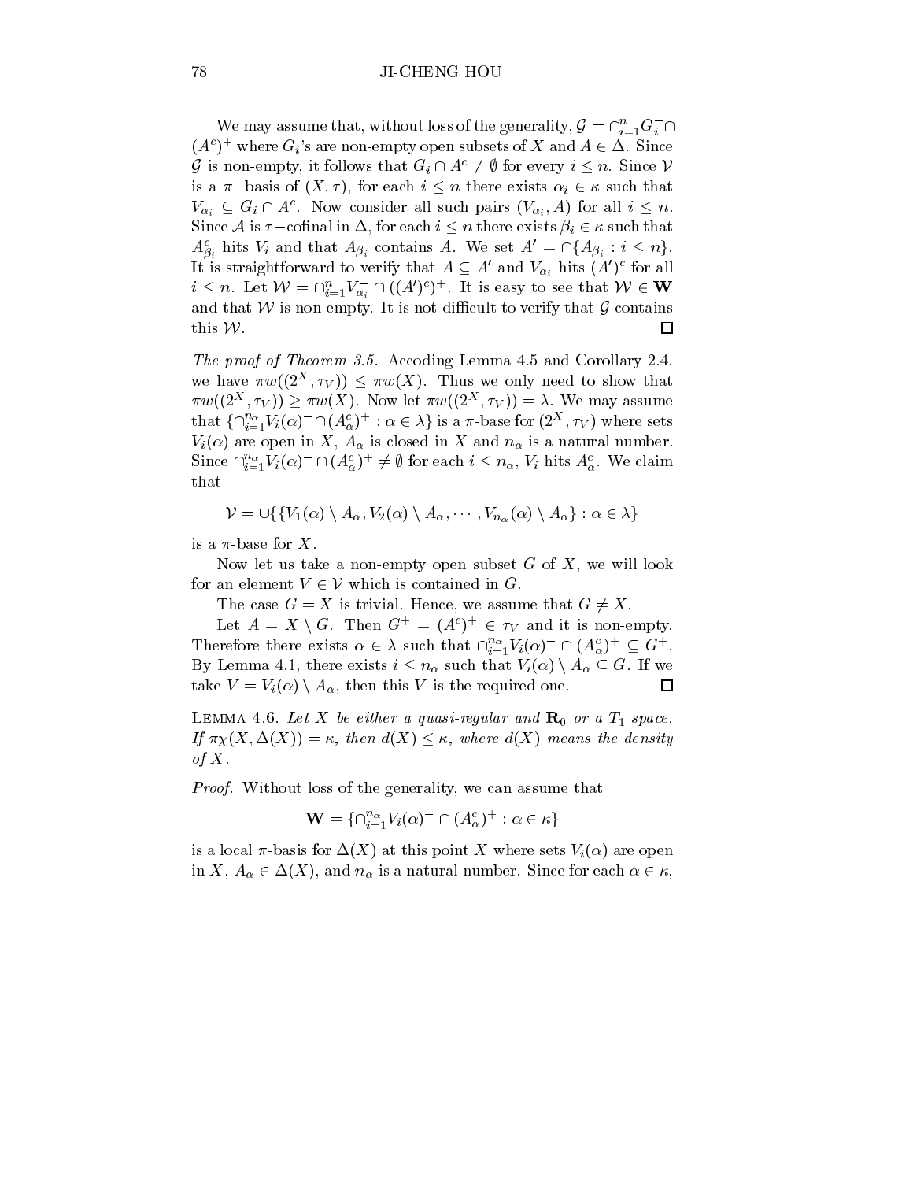We may assume that, without loss of the generality, $\mathcal{G} = \cap_{i=1}^{n} G_i^- \cap (A^c)^+$ where $G_i$'s are non-empty open subsets of $X$ and $A \in \Delta$. Since $\mathcal{G}$ is non-empty, it follows that $G_i \cap A^c \neq \emptyset$ for every $i \leq n$. Since $\mathcal{V}$ is a $\pi-$basis of $(X, \tau)$, for each $i \leq n$ there exists $\alpha_i \in \kappa$ such that $V_{\alpha_i} \subseteq G_i \cap A^c$. Now consider all such pairs $(V_{\alpha_i}, A)$ for all $i \leq n$. Since $\mathcal{A}$ is $\tau-$cofinal in $\Delta$, for each $i \leq n$ there exists $\beta_i \in \kappa$ such that $A_{\beta_i}^c$ hits $V_i$ and that $A_{\beta_i}$ contains $A$. We set $A' = \cap \{A_{\beta_i} : i \leq n\}$. It is straightforward to verify that $A \subseteq A'$ and $V_{\alpha_i}$ hits $(A')^c$ for all $i \leq n$. Let $\mathcal{W} = \cap_{i=1}^{n} V_{\alpha_i}^- \cap ((A')^c)^+$. It is easy to see that $\mathcal{W} \in \mathbf{W}$ and that $\mathcal{W}$ is non-empty. It is not difficult to verify that $\mathcal{G}$ contains this $\mathcal{W}$. $\square$

*The proof of Theorem 3.5.* Accoding Lemma 4.5 and Corollary 2.4, we have $\pi w((2^X, \tau_V)) \leq \pi w(X)$. Thus we only need to show that $\pi w((2^X, \tau_V)) \geq \pi w(X)$. Now let $\pi w((2^X, \tau_V)) = \lambda$. We may assume that $\{\cap_{i=1}^{n_\alpha} V_i(\alpha)^- \cap (A_\alpha^c)^+ : \alpha \in \lambda\}$ is a $\pi$-base for $(2^X, \tau_V)$ where sets $V_i(\alpha)$ are open in $X$, $A_\alpha$ is closed in $X$ and $n_\alpha$ is a natural number. Since $\cap_{i=1}^{n_\alpha} V_i(\alpha)^- \cap (A_\alpha^c)^+ \neq \emptyset$ for each $i \leq n_\alpha$, $V_i$ hits $A_\alpha^c$. We claim that

$$\mathcal{V} = \cup \{\{V_1(\alpha) \setminus A_\alpha, V_2(\alpha) \setminus A_\alpha, \cdots, V_{n_\alpha}(\alpha) \setminus A_\alpha\} : \alpha \in \lambda\}$$

is a $\pi$-base for $X$.

Now let us take a non-empty open subset $G$ of $X$, we will look for an element $V \in \mathcal{V}$ which is contained in $G$.

The case $G = X$ is trivial. Hence, we assume that $G \neq X$.

Let $A = X \setminus G$. Then $G^+ = (A^c)^+ \in \tau_V$ and it is non-empty. Therefore there exists $\alpha \in \lambda$ such that $\cap_{i=1}^{n_\alpha} V_i(\alpha)^- \cap (A_\alpha^c)^+ \subseteq G^+$. By Lemma 4.1, there exists $i \leq n_\alpha$ such that $V_i(\alpha) \setminus A_\alpha \subseteq G$. If we take $V = V_i(\alpha) \setminus A_\alpha$, then this $V$ is the required one. $\square$

**Lemma 4.6.** *Let $X$ be either a quasi-regular and $\mathbf{R}_0$ or a $T_1$ space. If $\pi\chi(X, \Delta(X)) = \kappa$, then $d(X) \leq \kappa$, where $d(X)$ means the density of $X$.*

*Proof.* Without loss of the generality, we can assume that

$$\mathbf{W} = \{\cap_{i=1}^{n_\alpha} V_i(\alpha)^- \cap (A_\alpha^c)^+ : \alpha \in \kappa\}$$

is a local $\pi$-basis for $\Delta(X)$ at this point $X$ where sets $V_i(\alpha)$ are open in $X$, $A_\alpha \in \Delta(X)$, and $n_\alpha$ is a natural number. Since for each $\alpha \in \kappa$,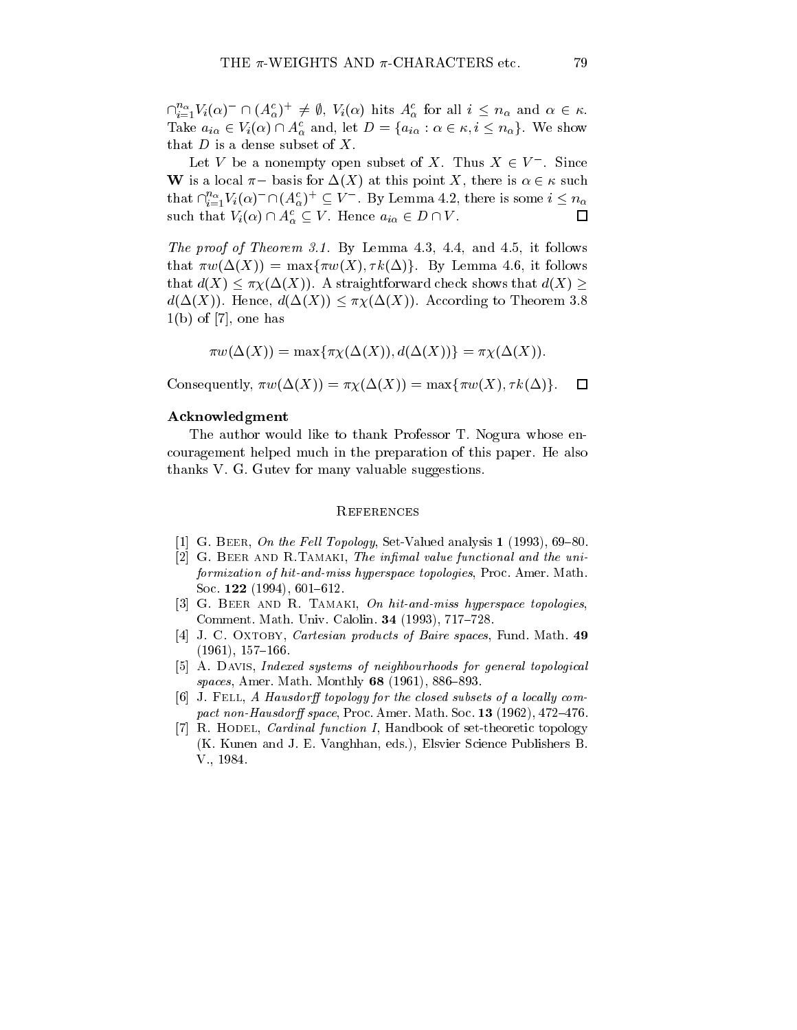$\cap_{i=1}^{n_\alpha} V_i(\alpha)^- \cap (A_\alpha^c)^+ \neq \emptyset$, $V_i(\alpha)$ hits $A_\alpha^c$ for all $i \leq n_\alpha$ and $\alpha \in \kappa$. Take $a_{i\alpha} \in V_i(\alpha) \cap A_\alpha^c$ and, let $D = \{a_{i\alpha} : \alpha \in \kappa, i \leq n_\alpha\}$. We show that $D$ is a dense subset of $X$.

Let $V$ be a nonempty open subset of $X$. Thus $X \in V^-$. Since $\mathbf{W}$ is a local $\pi-$ basis for $\Delta(X)$ at this point $X$, there is $\alpha \in \kappa$ such that $\cap_{i=1}^{n_\alpha} V_i(\alpha)^- \cap (A_\alpha^c)^+ \subseteq V^-$. By Lemma 4.2, there is some $i \leq n_\alpha$ such that $V_i(\alpha) \cap A_\alpha^c \subseteq V$. Hence $a_{i\alpha} \in D \cap V$. □

*The proof of Theorem 3.1.* By Lemma 4.3, 4.4, and 4.5, it follows that $\pi w(\Delta(X)) = \max\{\pi w(X), \tau k(\Delta)\}$. By Lemma 4.6, it follows that $d(X) \leq \pi\chi(\Delta(X))$. A straightforward check shows that $d(X) \geq d(\Delta(X))$. Hence, $d(\Delta(X)) \leq \pi\chi(\Delta(X))$. According to Theorem 3.8 1(b) of [7], one has

$$\pi w(\Delta(X)) = \max\{\pi\chi(\Delta(X)), d(\Delta(X))\} = \pi\chi(\Delta(X)).$$

Consequently, $\pi w(\Delta(X)) = \pi\chi(\Delta(X)) = \max\{\pi w(X), \tau k(\Delta)\}$. □

**Acknowledgment**

The author would like to thank Professor T. Nogura whose encouragement helped much in the preparation of this paper. He also thanks V. G. Gutev for many valuable suggestions.

## References

[1] G. Beer, *On the Fell Topology*, Set-Valued analysis **1** (1993), 69–80.

[2] G. Beer and R.Tamaki, *The infimal value functional and the uniformization of hit-and-miss hyperspace topologies*, Proc. Amer. Math. Soc. **122** (1994), 601–612.

[3] G. Beer and R. Tamaki, *On hit-and-miss hyperspace topologies*, Comment. Math. Univ. Calolin. **34** (1993), 717–728.

[4] J. C. Oxtoby, *Cartesian products of Baire spaces*, Fund. Math. **49** (1961), 157–166.

[5] A. Davis, *Indexed systems of neighbourhoods for general topological spaces*, Amer. Math. Monthly **68** (1961), 886–893.

[6] J. Fell, *A Hausdorff topology for the closed subsets of a locally compact non-Hausdorff space*, Proc. Amer. Math. Soc. **13** (1962), 472–476.

[7] R. Hodel, *Cardinal function I*, Handbook of set-theoretic topology (K. Kunen and J. E. Vanghhan, eds.), Elsvier Science Publishers B. V., 1984.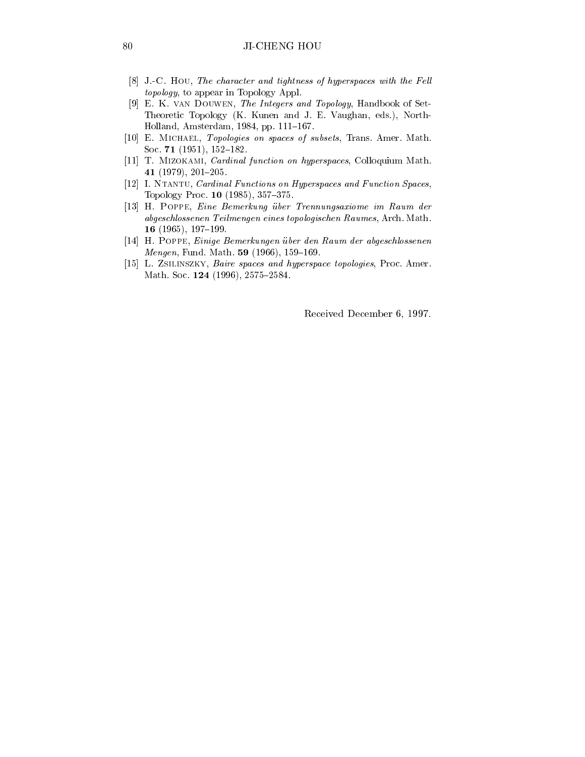[8] J.-C. Hou, *The character and tightness of hyperspaces with the Fell topology*, to appear in Topology Appl.

[9] E. K. van Douwen, *The Integers and Topology*, Handbook of Set-Theoretic Topology (K. Kunen and J. E. Vaughan, eds.), North-Holland, Amsterdam, 1984, pp. 111–167.

[10] E. Michael, *Topologies on spaces of subsets*, Trans. Amer. Math. Soc. **71** (1951), 152–182.

[11] T. Mizokami, *Cardinal function on hyperspaces*, Colloquium Math. **41** (1979), 201–205.

[12] I. Ntantu, *Cardinal Functions on Hyperspaces and Function Spaces*, Topology Proc. **10** (1985), 357–375.

[13] H. Poppe, *Eine Bemerkung über Trennungsaxiome im Raum der abgeschlossenen Teilmengen eines topologischen Raumes*, Arch. Math. **16** (1965), 197–199.

[14] H. Poppe, *Einige Bemerkungen über den Raum der abgeschlossenen Mengen*, Fund. Math. **59** (1966), 159–169.

[15] L. Zsilinszky, *Baire spaces and hyperspace topologies*, Proc. Amer. Math. Soc. **124** (1996), 2575–2584.

Received December 6, 1997.